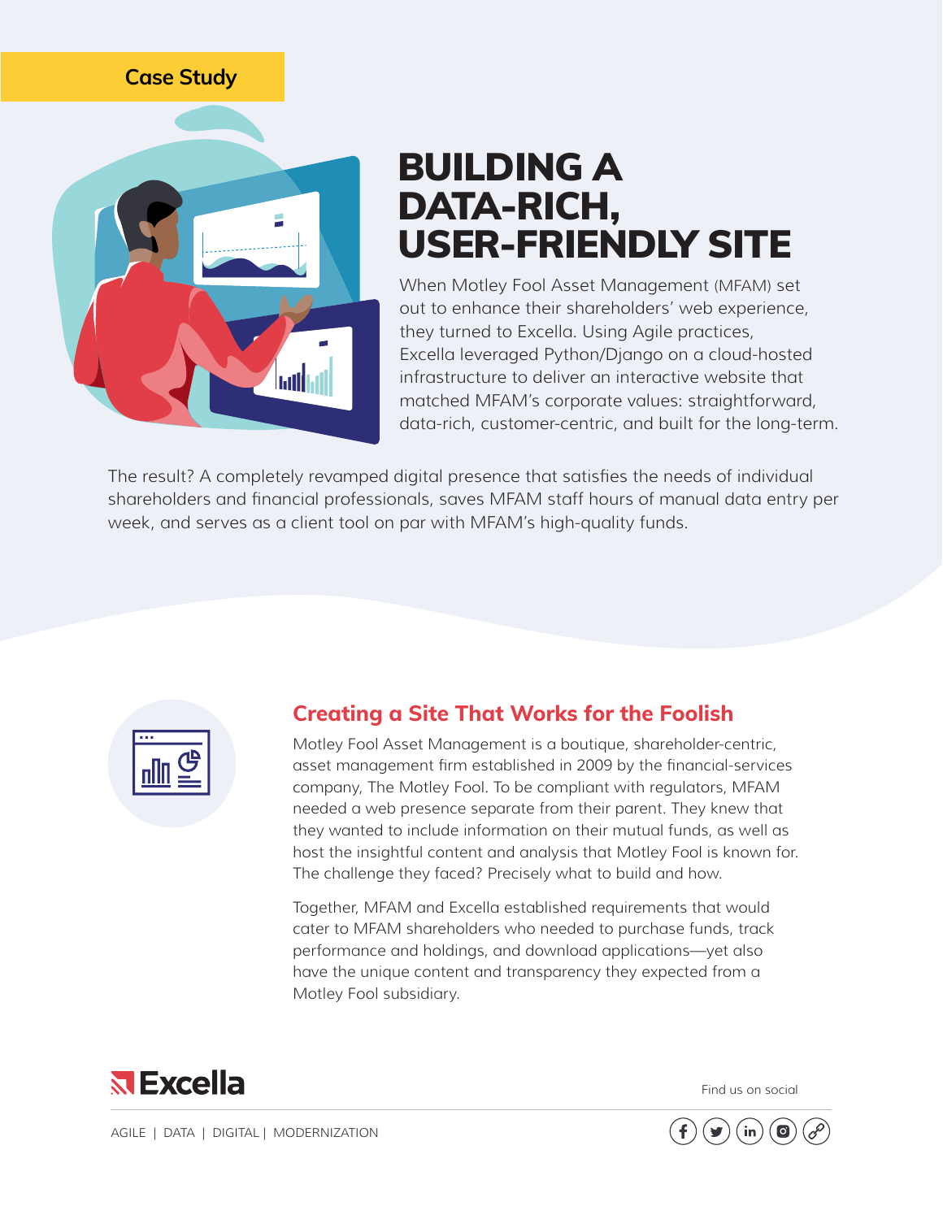Case Study

# BUILDING A DATA-RICH, USER-FRIENDLY SITE

When Motley Fool Asset Management (MFAM) set out to enhance their shareholders' web experience, they turned to Excella. Using Agile practices, Excella leveraged Python/Django on a cloud-hosted infrastructure to deliver an interactive website that matched MFAM's corporate values: straightforward, data-rich, customer-centric, and built for the long-term.

The result? A completely revamped digital presence that satisfies the needs of individual shareholders and financial professionals, saves MFAM staff hours of manual data entry per week, and serves as a client tool on par with MFAM's high-quality funds.

## Creating a Site That Works for the Foolish

Motley Fool Asset Management is a boutique, shareholder-centric, asset management firm established in 2009 by the financial-services company, The Motley Fool. To be compliant with regulators, MFAM needed a web presence separate from their parent. They knew that they wanted to include information on their mutual funds, as well as host the insightful content and analysis that Motley Fool is known for. The challenge they faced? Precisely what to build and how.

Together, MFAM and Excella established requirements that would cater to MFAM shareholders who needed to purchase funds, track performance and holdings, and download applications—yet also have the unique content and transparency they expected from a Motley Fool subsidiary.

Excella

AGILE | DATA | DIGITAL | MODERNIZATION

Find us on social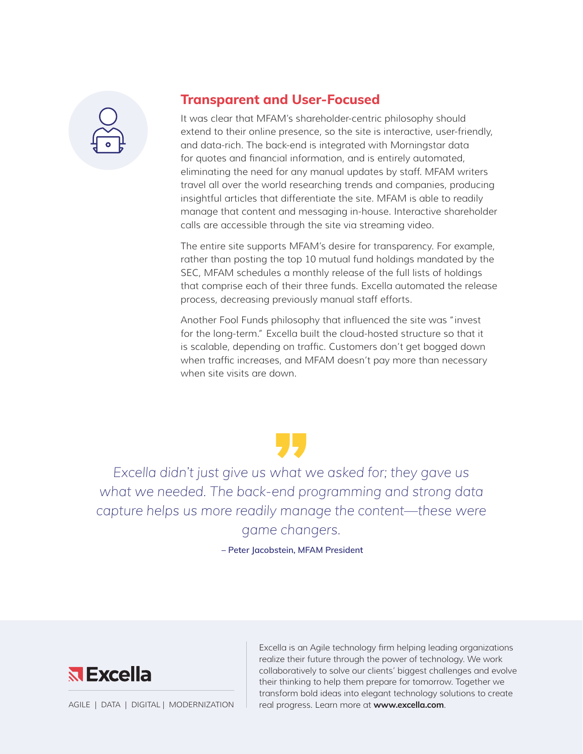## Transparent and User-Focused

It was clear that MFAM's shareholder-centric philosophy should extend to their online presence, so the site is interactive, user-friendly, and data-rich. The back-end is integrated with Morningstar data for quotes and financial information, and is entirely automated, eliminating the need for any manual updates by staff. MFAM writers travel all over the world researching trends and companies, producing insightful articles that differentiate the site. MFAM is able to readily manage that content and messaging in-house. Interactive shareholder calls are accessible through the site via streaming video.

The entire site supports MFAM's desire for transparency. For example, rather than posting the top 10 mutual fund holdings mandated by the SEC, MFAM schedules a monthly release of the full lists of holdings that comprise each of their three funds. Excella automated the release process, decreasing previously manual staff efforts.

Another Fool Funds philosophy that influenced the site was "invest for the long-term." Excella built the cloud-hosted structure so that it is scalable, depending on traffic. Customers don't get bogged down when traffic increases, and MFAM doesn't pay more than necessary when site visits are down.

> *Excella didn't just give us what we asked for; they gave us what we needed. The back-end programming and strong data capture helps us more readily manage the content—these were game changers.*
>
> – **Peter Jacobstein, MFAM President**

**Excella**

AGILE | DATA | DIGITAL | MODERNIZATION

Excella is an Agile technology firm helping leading organizations realize their future through the power of technology. We work collaboratively to solve our clients' biggest challenges and evolve their thinking to help them prepare for tomorrow. Together we transform bold ideas into elegant technology solutions to create real progress. Learn more at **www.excella.com**.